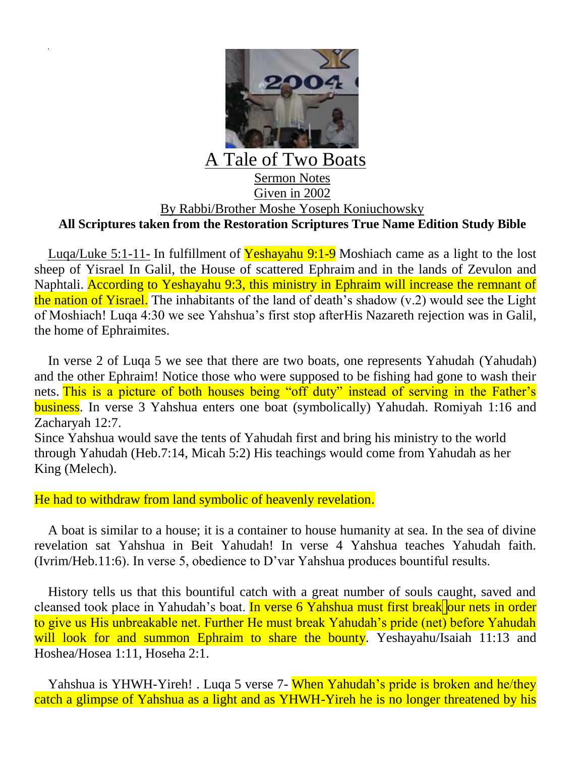# A Tale of Two Boats

Sermon Notes

Given in 2002

By Rabbi/Brother Moshe Yoseph Koniuchowsky

**All Scriptures taken from the Restoration Scriptures True Name Edition Study Bible**

Luqa/Luke 5:1-11- In fulfillment of Yeshayahu 9:1-9 Moshiach came as a light to the lost sheep of Yisrael In Galil, the House of scattered Ephraim and in the lands of Zevulon and Naphtali. According to Yeshayahu 9:3, this ministry in Ephraim will increase the remnant of the nation of Yisrael. The inhabitants of the land of death's shadow (v.2) would see the Light of Moshiach! Luqa 4:30 we see Yahshua's first stop afterHis Nazareth rejection was in Galil, the home of Ephraimites.

In verse 2 of Luqa 5 we see that there are two boats, one represents Yahudah (Yahudah) and the other Ephraim! Notice those who were supposed to be fishing had gone to wash their nets. This is a picture of both houses being "off duty" instead of serving in the Father's business. In verse 3 Yahshua enters one boat (symbolically) Yahudah. Romiyah 1:16 and Zacharyah 12:7.

Since Yahshua would save the tents of Yahudah first and bring his ministry to the world through Yahudah (Heb.7:14, Micah 5:2) His teachings would come from Yahudah as her King (Melech).

He had to withdraw from land symbolic of heavenly revelation.

A boat is similar to a house; it is a container to house humanity at sea. In the sea of divine revelation sat Yahshua in Beit Yahudah! In verse 4 Yahshua teaches Yahudah faith. (Ivrim/Heb.11:6). In verse 5, obedience to D'var Yahshua produces bountiful results.

History tells us that this bountiful catch with a great number of souls caught, saved and cleansed took place in Yahudah's boat. In verse 6 Yahshua must first break our nets in order to give us His unbreakable net. Further He must break Yahudah's pride (net) before Yahudah will look for and summon Ephraim to share the bounty. Yeshayahu/Isaiah 11:13 and Hoshea/Hosea 1:11, Hoseha 2:1.

Yahshua is YHWH-Yireh! . Luqa 5 verse 7- When Yahudah's pride is broken and he/they catch a glimpse of Yahshua as a light and as YHWH-Yireh he is no longer threatened by his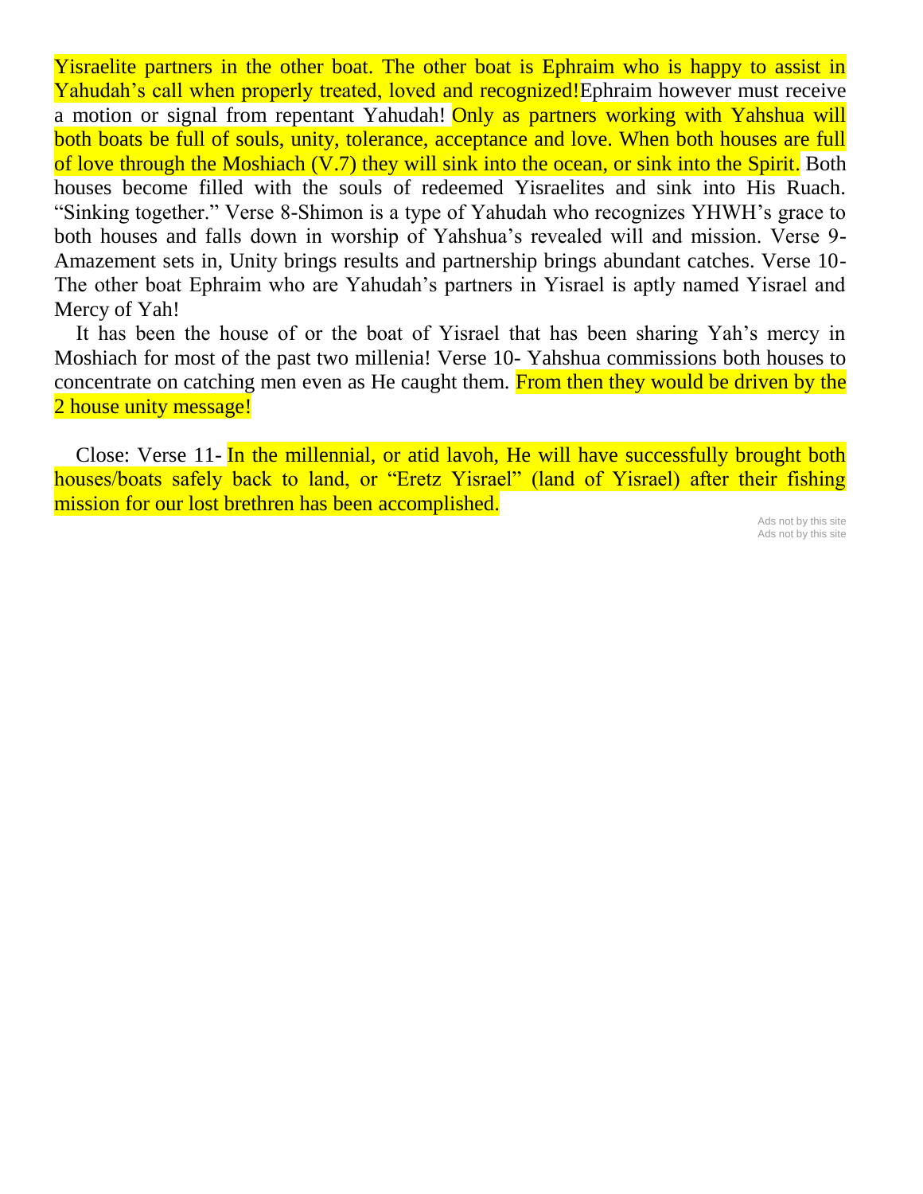Yisraelite partners in the other boat. The other boat is Ephraim who is happy to assist in Yahudah's call when properly treated, loved and recognized!Ephraim however must receive a motion or signal from repentant Yahudah! Only as partners working with Yahshua will both boats be full of souls, unity, tolerance, acceptance and love. When both houses are full of love through the Moshiach (V.7) they will sink into the ocean, or sink into the Spirit. Both houses become filled with the souls of redeemed Yisraelites and sink into His Ruach. "Sinking together." Verse 8-Shimon is a type of Yahudah who recognizes YHWH's grace to both houses and falls down in worship of Yahshua's revealed will and mission. Verse 9-Amazement sets in, Unity brings results and partnership brings abundant catches. Verse 10-The other boat Ephraim who are Yahudah's partners in Yisrael is aptly named Yisrael and Mercy of Yah!

It has been the house of or the boat of Yisrael that has been sharing Yah's mercy in Moshiach for most of the past two millenia! Verse 10- Yahshua commissions both houses to concentrate on catching men even as He caught them. From then they would be driven by the 2 house unity message!

Close: Verse 11- In the millennial, or atid lavoh, He will have successfully brought both houses/boats safely back to land, or "Eretz Yisrael" (land of Yisrael) after their fishing mission for our lost brethren has been accomplished.